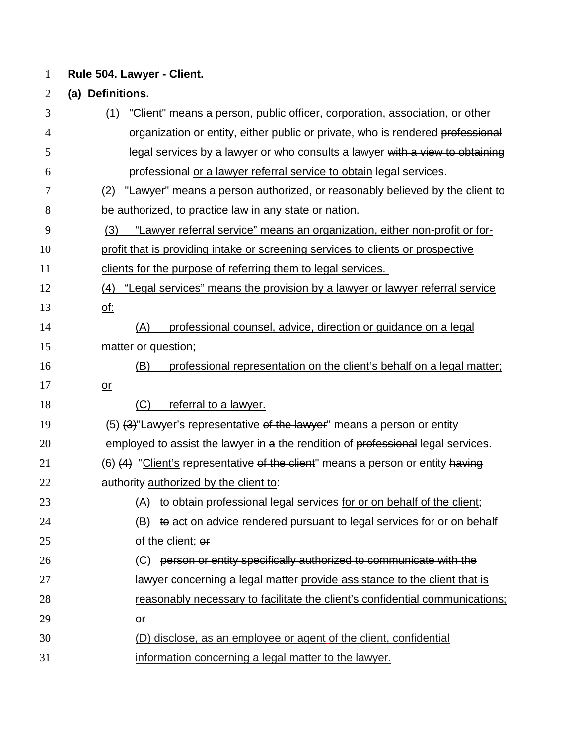**Rule 504. Lawyer - Client.**

**(a) Definitions.**

(1) "Client" means a person, public officer, corporation, association, or other organization or entity, either public or private, who is rendered ~~professional~~ legal services by a lawyer or who consults a lawyer ~~with a view to obtaining professional~~ <u>or a lawyer referral service to obtain</u> legal services.

(2) "Lawyer" means a person authorized, or reasonably believed by the client to be authorized, to practice law in any state or nation.

<u>(3) "Lawyer referral service" means an organization, either non-profit or for-profit that is providing intake or screening services to clients or prospective clients for the purpose of referring them to legal services.</u>

<u>(4) "Legal services" means the provision by a lawyer or lawyer referral service of:</u>

<u>(A) professional counsel, advice, direction or guidance on a legal matter or question;</u>

<u>(B) professional representation on the client's behalf on a legal matter; or</u>

<u>(C) referral to a lawyer.</u>

(5) ~~(3)~~"<u>Lawyer's</u> representative ~~of the lawyer~~" means a person or entity employed to assist the lawyer in ~~a~~ <u>the</u> rendition of ~~professional~~ legal services.

(6) ~~(4)~~ "<u>Client's</u> representative ~~of the client~~" means a person or entity ~~having authority~~ <u>authorized by the client to</u>:

(A) ~~to~~ obtain ~~professional~~ legal services <u>for or on behalf of the client</u>;

(B) ~~to~~ act on advice rendered pursuant to legal services <u>for or</u> on behalf of the client; ~~or~~

(C) ~~person or entity specifically authorized to communicate with the lawyer concerning a legal matter~~ <u>provide assistance to the client that is reasonably necessary to facilitate the client's confidential communications; or</u>

<u>(D) disclose, as an employee or agent of the client, confidential information concerning a legal matter to the lawyer.</u>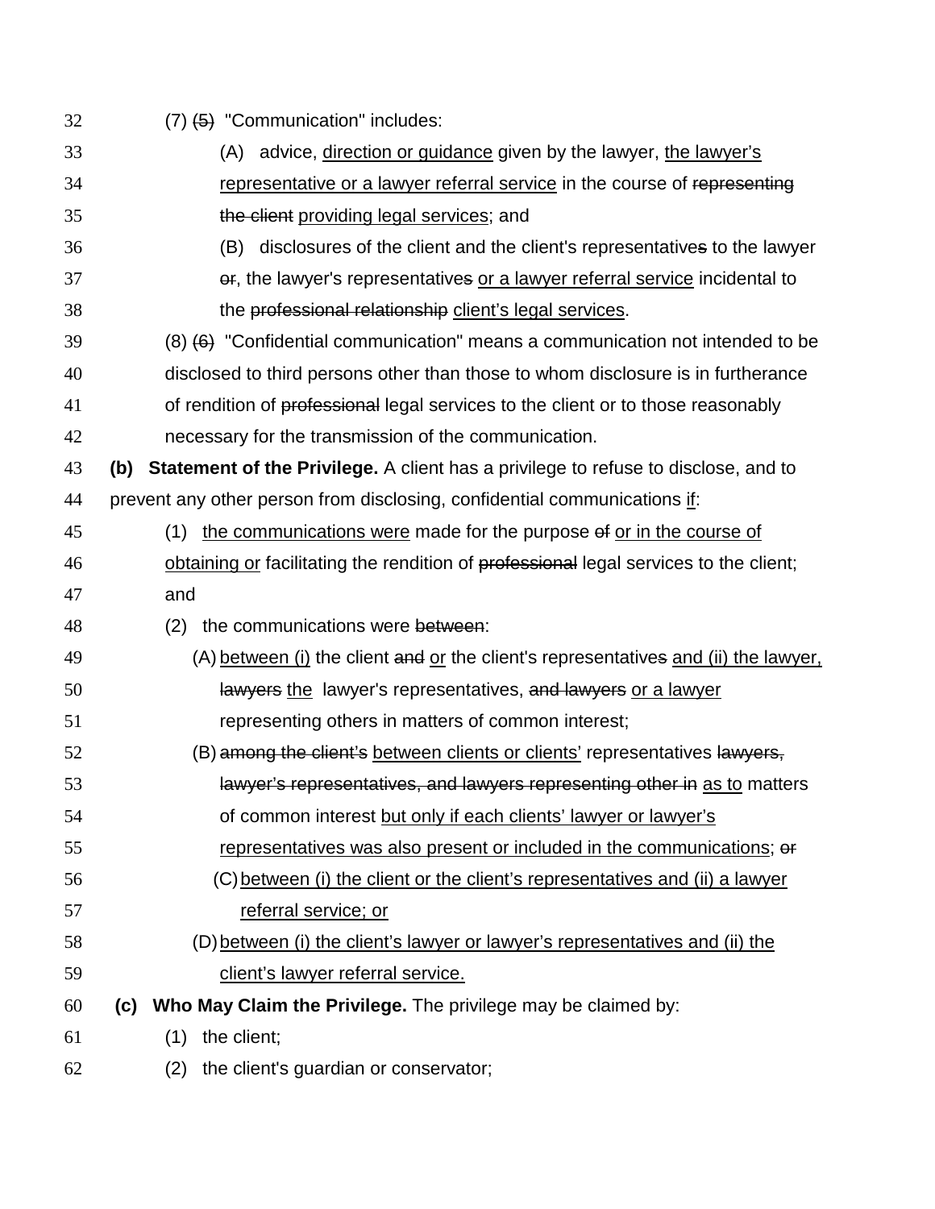(7) ~~(5)~~ "Communication" includes:

(A) advice, <u>direction or guidance</u> given by the lawyer, <u>the lawyer's representative or a lawyer referral service</u> in the course of ~~representing the client~~ <u>providing legal services</u>; and

(B) disclosures of the client and the client's representative~~s~~ to the lawyer ~~or~~, the lawyer's representative~~s~~ <u>or a lawyer referral service</u> incidental to the ~~professional relationship~~ <u>client's legal services</u>.

(8) ~~(6)~~ "Confidential communication" means a communication not intended to be disclosed to third persons other than those to whom disclosure is in furtherance of rendition of ~~professional~~ legal services to the client or to those reasonably necessary for the transmission of the communication.

**(b) Statement of the Privilege.** A client has a privilege to refuse to disclose, and to prevent any other person from disclosing, confidential communications <u>if</u>:

(1) <u>the communications were</u> made for the purpose ~~of~~ <u>or in the course of obtaining or</u> facilitating the rendition of ~~professional~~ legal services to the client; and

(2) the communications were ~~between~~:

(A) <u>between (i)</u> the client ~~and~~ <u>or</u> the client's representative~~s~~ <u>and (ii) the lawyer,</u> ~~lawyers~~ <u>the</u> lawyer's representatives, ~~and lawyers~~ <u>or a lawyer</u> representing others in matters of common interest;

(B) ~~among the client's~~ <u>between clients or clients'</u> representatives ~~lawyers, lawyer's representatives, and lawyers representing other in~~ <u>as to</u> matters of common interest <u>but only if each clients' lawyer or lawyer's representatives was also present or included in the communications</u>; ~~or~~

(C) <u>between (i) the client or the client's representatives and (ii) a lawyer referral service; or</u>

(D) <u>between (i) the client's lawyer or lawyer's representatives and (ii) the client's lawyer referral service.</u>

**(c) Who May Claim the Privilege.** The privilege may be claimed by:

(1) the client;

(2) the client's guardian or conservator;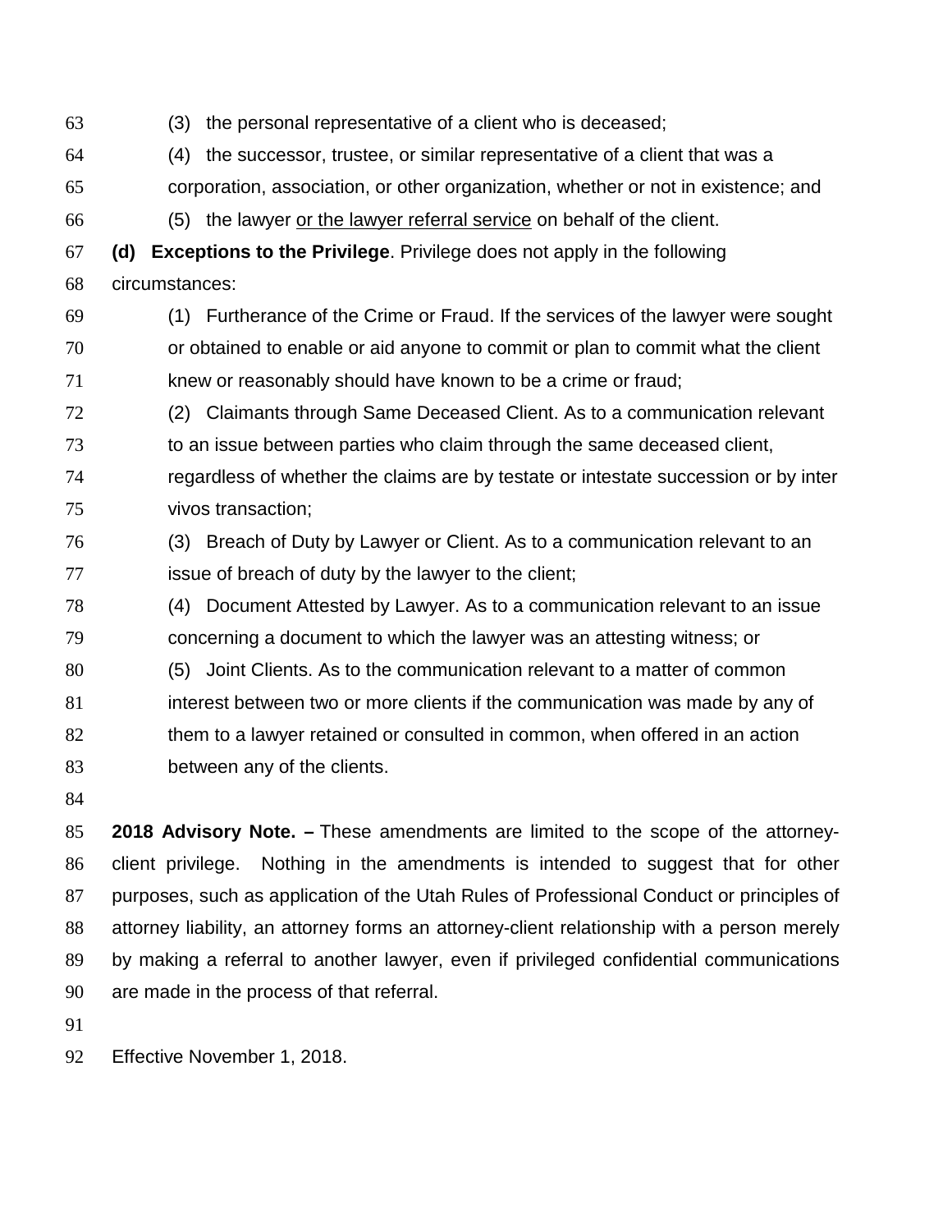(3) the personal representative of a client who is deceased;

(4) the successor, trustee, or similar representative of a client that was a corporation, association, or other organization, whether or not in existence; and

(5) the lawyer <u>or the lawyer referral service</u> on behalf of the client.

**(d) Exceptions to the Privilege**. Privilege does not apply in the following circumstances:

(1) Furtherance of the Crime or Fraud. If the services of the lawyer were sought or obtained to enable or aid anyone to commit or plan to commit what the client knew or reasonably should have known to be a crime or fraud;

(2) Claimants through Same Deceased Client. As to a communication relevant to an issue between parties who claim through the same deceased client, regardless of whether the claims are by testate or intestate succession or by inter vivos transaction;

(3) Breach of Duty by Lawyer or Client. As to a communication relevant to an issue of breach of duty by the lawyer to the client;

(4) Document Attested by Lawyer. As to a communication relevant to an issue concerning a document to which the lawyer was an attesting witness; or

(5) Joint Clients. As to the communication relevant to a matter of common interest between two or more clients if the communication was made by any of them to a lawyer retained or consulted in common, when offered in an action between any of the clients.

**2018 Advisory Note. –** These amendments are limited to the scope of the attorney-client privilege. Nothing in the amendments is intended to suggest that for other purposes, such as application of the Utah Rules of Professional Conduct or principles of attorney liability, an attorney forms an attorney-client relationship with a person merely by making a referral to another lawyer, even if privileged confidential communications are made in the process of that referral.

Effective November 1, 2018.